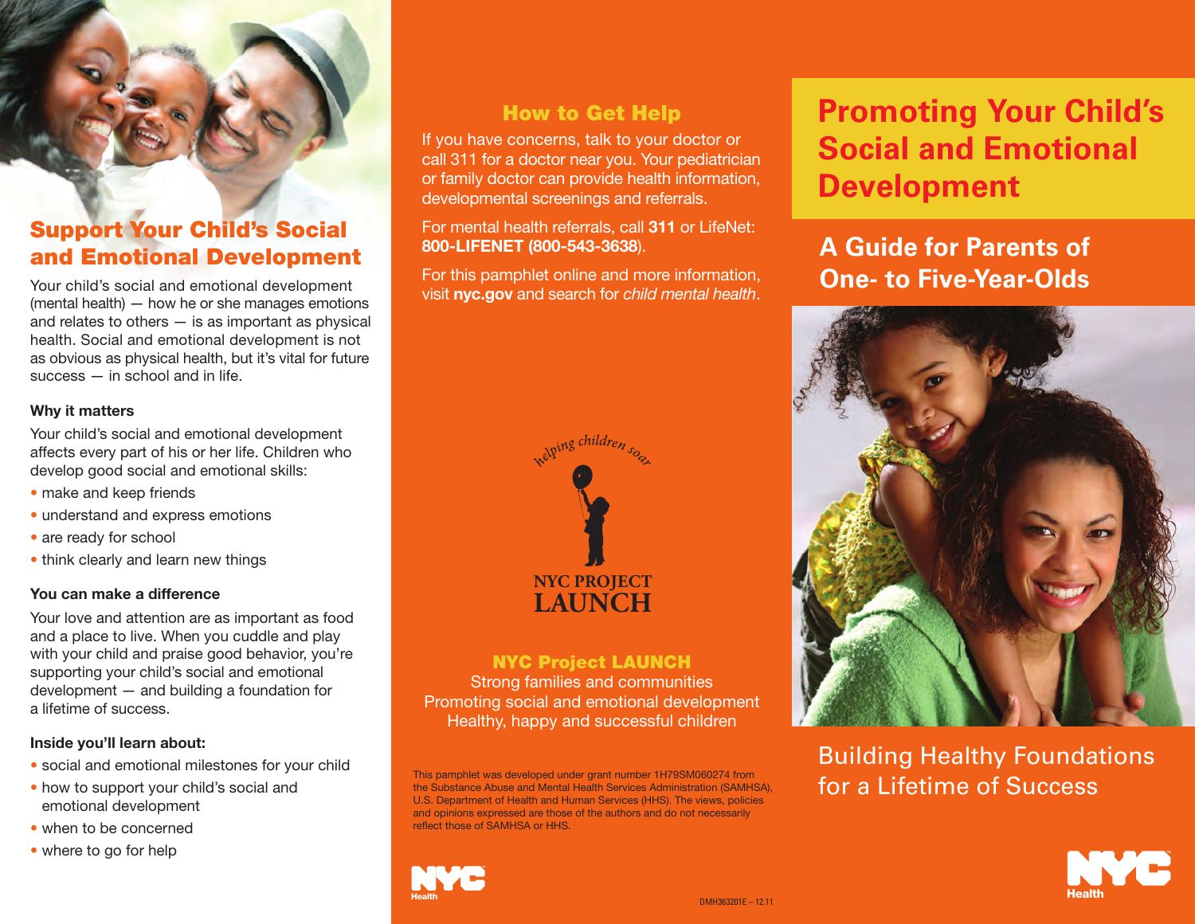## Support Your Child's Social and Emotional Development

Your child's social and emotional development (mental health) — how he or she manages emotions and relates to others — is as important as physical health. Social and emotional development is not as obvious as physical health, but it's vital for future success — in school and in life.

**Why it matters**

Your child's social and emotional development affects every part of his or her life. Children who develop good social and emotional skills:

- make and keep friends
- understand and express emotions
- are ready for school
- think clearly and learn new things

**You can make a difference**

Your love and attention are as important as food and a place to live. When you cuddle and play with your child and praise good behavior, you're supporting your child's social and emotional development — and building a foundation for a lifetime of success.

**Inside you'll learn about:**

- social and emotional milestones for your child
- how to support your child's social and emotional development
- when to be concerned
- where to go for help

## How to Get Help

If you have concerns, talk to your doctor or call 311 for a doctor near you. Your pediatrician or family doctor can provide health information, developmental screenings and referrals.

For mental health referrals, call **311** or LifeNet: **800-LIFENET (800-543-3638)**.

For this pamphlet online and more information, visit **nyc.gov** and search for *child mental health*.

*helping children soar*

NYC PROJECT LAUNCH

### NYC Project LAUNCH

Strong families and communities
Promoting social and emotional development
Healthy, happy and successful children

This pamphlet was developed under grant number 1H79SM060274 from the Substance Abuse and Mental Health Services Administration (SAMHSA), U.S. Department of Health and Human Services (HHS). The views, policies and opinions expressed are those of the authors and do not necessarily reflect those of SAMHSA or HHS.

NYC Health

DMH363201E – 12.11

# Promoting Your Child's Social and Emotional Development

## A Guide for Parents of One- to Five-Year-Olds

Building Healthy Foundations for a Lifetime of Success

NYC Health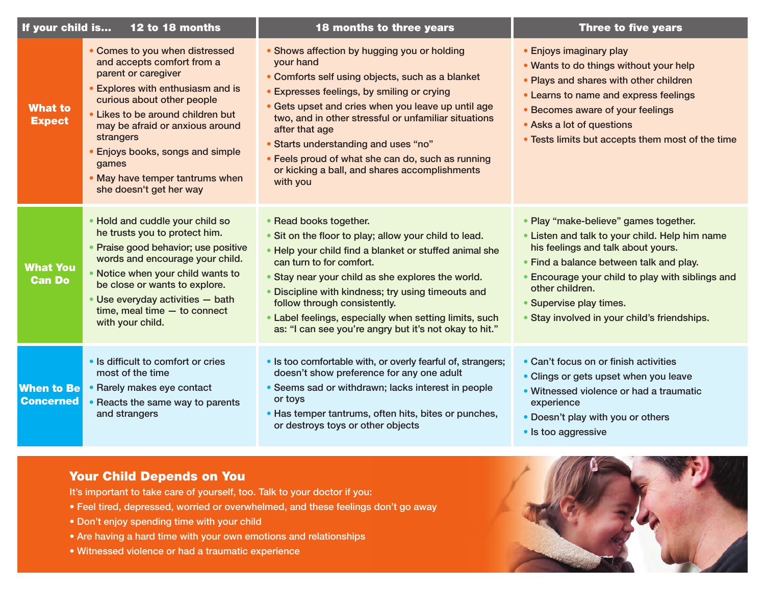| If your child is... | 12 to 18 months | 18 months to three years | Three to five years |
|---|---|---|---|
| **What to Expect** | • Comes to you when distressed and accepts comfort from a parent or caregiver<br>• Explores with enthusiasm and is curious about other people<br>• Likes to be around children but may be afraid or anxious around strangers<br>• Enjoys books, songs and simple games<br>• May have temper tantrums when she doesn't get her way | • Shows affection by hugging you or holding your hand<br>• Comforts self using objects, such as a blanket<br>• Expresses feelings, by smiling or crying<br>• Gets upset and cries when you leave up until age two, and in other stressful or unfamiliar situations after that age<br>• Starts understanding and uses "no"<br>• Feels proud of what she can do, such as running or kicking a ball, and shares accomplishments with you | • Enjoys imaginary play<br>• Wants to do things without your help<br>• Plays and shares with other children<br>• Learns to name and express feelings<br>• Becomes aware of your feelings<br>• Asks a lot of questions<br>• Tests limits but accepts them most of the time |
| **What You Can Do** | • Hold and cuddle your child so he trusts you to protect him.<br>• Praise good behavior; use positive words and encourage your child.<br>• Notice when your child wants to be close or wants to explore.<br>• Use everyday activities — bath time, meal time — to connect with your child. | • Read books together.<br>• Sit on the floor to play; allow your child to lead.<br>• Help your child find a blanket or stuffed animal she can turn to for comfort.<br>• Stay near your child as she explores the world.<br>• Discipline with kindness; try using timeouts and follow through consistently.<br>• Label feelings, especially when setting limits, such as: "I can see you're angry but it's not okay to hit." | • Play "make-believe" games together.<br>• Listen and talk to your child. Help him name his feelings and talk about yours.<br>• Find a balance between talk and play.<br>• Encourage your child to play with siblings and other children.<br>• Supervise play times.<br>• Stay involved in your child's friendships. |
| **When to Be Concerned** | • Is difficult to comfort or cries most of the time<br>• Rarely makes eye contact<br>• Reacts the same way to parents and strangers | • Is too comfortable with, or overly fearful of, strangers; doesn't show preference for any one adult<br>• Seems sad or withdrawn; lacks interest in people or toys<br>• Has temper tantrums, often hits, bites or punches, or destroys toys or other objects | • Can't focus on or finish activities<br>• Clings or gets upset when you leave<br>• Witnessed violence or had a traumatic experience<br>• Doesn't play with you or others<br>• Is too aggressive |

## Your Child Depends on You

It's important to take care of yourself, too. Talk to your doctor if you:

- Feel tired, depressed, worried or overwhelmed, and these feelings don't go away
- Don't enjoy spending time with your child
- Are having a hard time with your own emotions and relationships
- Witnessed violence or had a traumatic experience